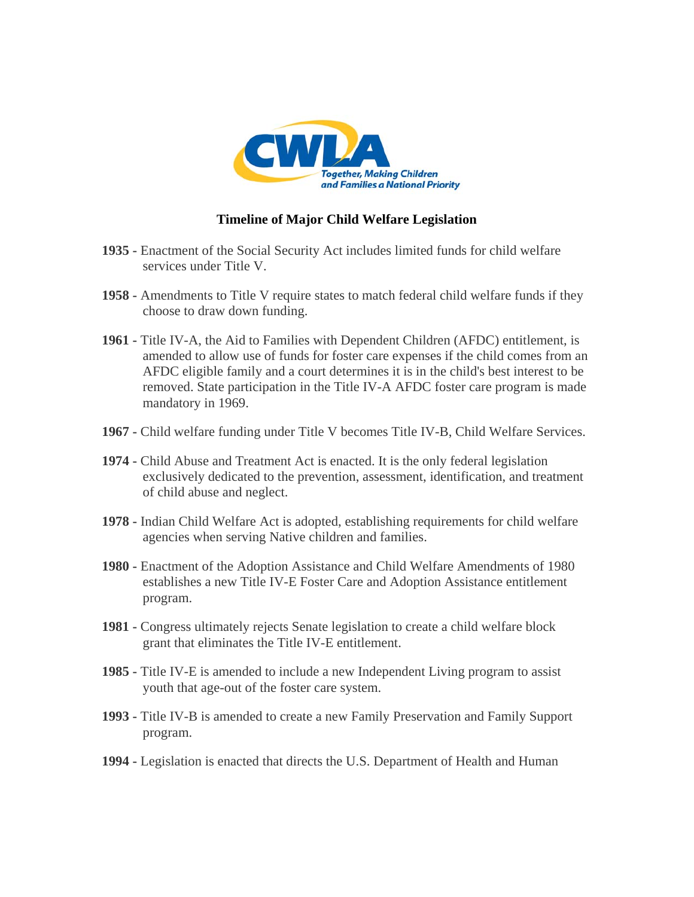**Timeline of Major Child Welfare Legislation**

**1935 -** Enactment of the Social Security Act includes limited funds for child welfare services under Title V.

**1958 -** Amendments to Title V require states to match federal child welfare funds if they choose to draw down funding.

**1961 -** Title IV-A, the Aid to Families with Dependent Children (AFDC) entitlement, is amended to allow use of funds for foster care expenses if the child comes from an AFDC eligible family and a court determines it is in the child's best interest to be removed. State participation in the Title IV-A AFDC foster care program is made mandatory in 1969.

**1967 -** Child welfare funding under Title V becomes Title IV-B, Child Welfare Services.

**1974 -** Child Abuse and Treatment Act is enacted. It is the only federal legislation exclusively dedicated to the prevention, assessment, identification, and treatment of child abuse and neglect.

**1978 -** Indian Child Welfare Act is adopted, establishing requirements for child welfare agencies when serving Native children and families.

**1980 -** Enactment of the Adoption Assistance and Child Welfare Amendments of 1980 establishes a new Title IV-E Foster Care and Adoption Assistance entitlement program.

**1981 -** Congress ultimately rejects Senate legislation to create a child welfare block grant that eliminates the Title IV-E entitlement.

**1985 -** Title IV-E is amended to include a new Independent Living program to assist youth that age-out of the foster care system.

**1993 -** Title IV-B is amended to create a new Family Preservation and Family Support program.

**1994 -** Legislation is enacted that directs the U.S. Department of Health and Human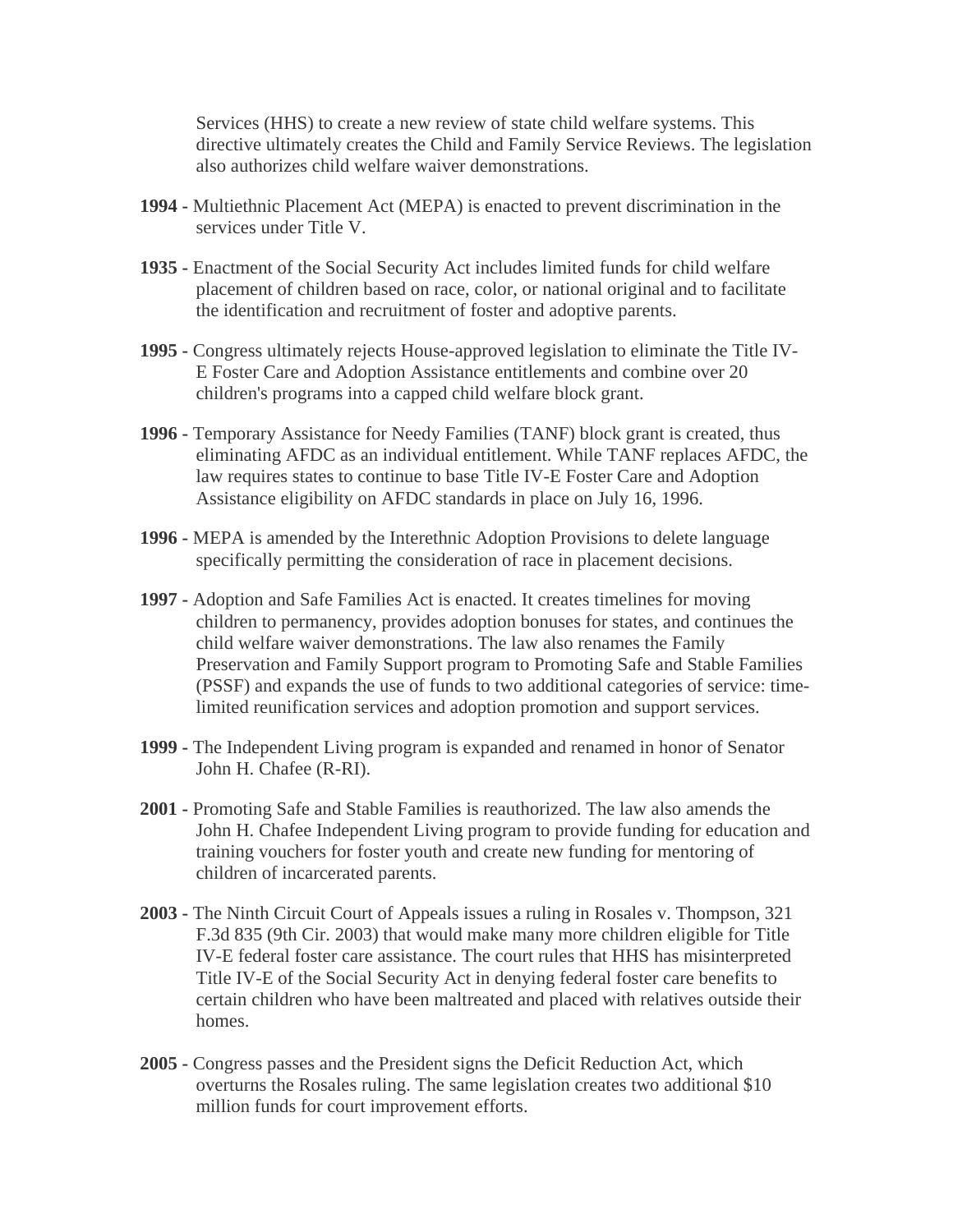Services (HHS) to create a new review of state child welfare systems. This directive ultimately creates the Child and Family Service Reviews. The legislation also authorizes child welfare waiver demonstrations.

**1994 -** Multiethnic Placement Act (MEPA) is enacted to prevent discrimination in the services under Title V.

**1935 -** Enactment of the Social Security Act includes limited funds for child welfare placement of children based on race, color, or national original and to facilitate the identification and recruitment of foster and adoptive parents.

**1995 -** Congress ultimately rejects House-approved legislation to eliminate the Title IV-E Foster Care and Adoption Assistance entitlements and combine over 20 children's programs into a capped child welfare block grant.

**1996 -** Temporary Assistance for Needy Families (TANF) block grant is created, thus eliminating AFDC as an individual entitlement. While TANF replaces AFDC, the law requires states to continue to base Title IV-E Foster Care and Adoption Assistance eligibility on AFDC standards in place on July 16, 1996.

**1996 -** MEPA is amended by the Interethnic Adoption Provisions to delete language specifically permitting the consideration of race in placement decisions.

**1997 -** Adoption and Safe Families Act is enacted. It creates timelines for moving children to permanency, provides adoption bonuses for states, and continues the child welfare waiver demonstrations. The law also renames the Family Preservation and Family Support program to Promoting Safe and Stable Families (PSSF) and expands the use of funds to two additional categories of service: time-limited reunification services and adoption promotion and support services.

**1999 -** The Independent Living program is expanded and renamed in honor of Senator John H. Chafee (R-RI).

**2001 -** Promoting Safe and Stable Families is reauthorized. The law also amends the John H. Chafee Independent Living program to provide funding for education and training vouchers for foster youth and create new funding for mentoring of children of incarcerated parents.

**2003 -** The Ninth Circuit Court of Appeals issues a ruling in Rosales v. Thompson, 321 F.3d 835 (9th Cir. 2003) that would make many more children eligible for Title IV-E federal foster care assistance. The court rules that HHS has misinterpreted Title IV-E of the Social Security Act in denying federal foster care benefits to certain children who have been maltreated and placed with relatives outside their homes.

**2005 -** Congress passes and the President signs the Deficit Reduction Act, which overturns the Rosales ruling. The same legislation creates two additional $10 million funds for court improvement efforts.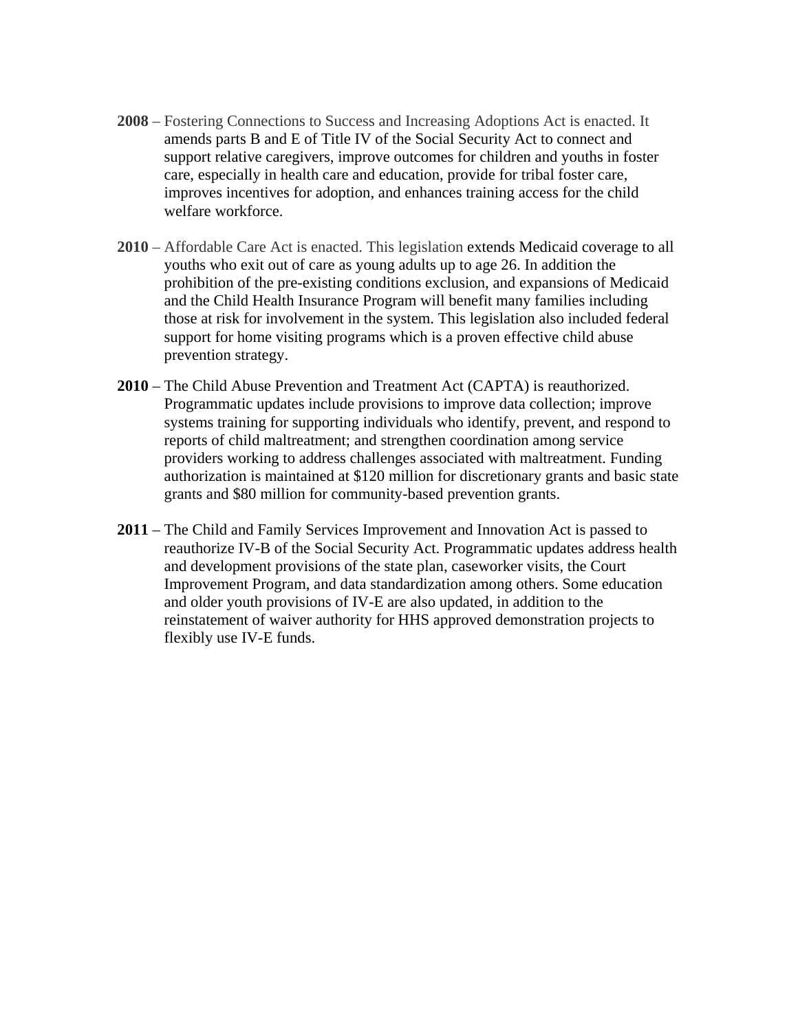**2008** – Fostering Connections to Success and Increasing Adoptions Act is enacted. It amends parts B and E of Title IV of the Social Security Act to connect and support relative caregivers, improve outcomes for children and youths in foster care, especially in health care and education, provide for tribal foster care, improves incentives for adoption, and enhances training access for the child welfare workforce.

**2010** – Affordable Care Act is enacted. This legislation extends Medicaid coverage to all youths who exit out of care as young adults up to age 26. In addition the prohibition of the pre-existing conditions exclusion, and expansions of Medicaid and the Child Health Insurance Program will benefit many families including those at risk for involvement in the system. This legislation also included federal support for home visiting programs which is a proven effective child abuse prevention strategy.

**2010** – The Child Abuse Prevention and Treatment Act (CAPTA) is reauthorized. Programmatic updates include provisions to improve data collection; improve systems training for supporting individuals who identify, prevent, and respond to reports of child maltreatment; and strengthen coordination among service providers working to address challenges associated with maltreatment. Funding authorization is maintained at $120 million for discretionary grants and basic state grants and $80 million for community-based prevention grants.

**2011** – The Child and Family Services Improvement and Innovation Act is passed to reauthorize IV-B of the Social Security Act. Programmatic updates address health and development provisions of the state plan, caseworker visits, the Court Improvement Program, and data standardization among others. Some education and older youth provisions of IV-E are also updated, in addition to the reinstatement of waiver authority for HHS approved demonstration projects to flexibly use IV-E funds.